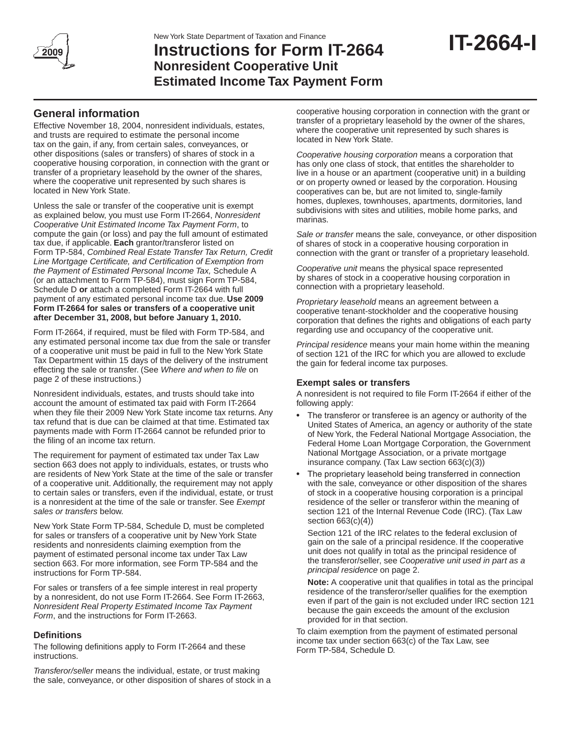New York State Department of Taxation and Finance

# Instructions for Form IT-2664

## Nonresident Cooperative Unit Estimated Income Tax Payment Form

**IT-2664-I**

## General information

Effective November 18, 2004, nonresident individuals, estates, and trusts are required to estimate the personal income tax on the gain, if any, from certain sales, conveyances, or other dispositions (sales or transfers) of shares of stock in a cooperative housing corporation, in connection with the grant or transfer of a proprietary leasehold by the owner of the shares, where the cooperative unit represented by such shares is located in New York State.

Unless the sale or transfer of the cooperative unit is exempt as explained below, you must use Form IT-2664, *Nonresident Cooperative Unit Estimated Income Tax Payment Form*, to compute the gain (or loss) and pay the full amount of estimated tax due, if applicable. **Each** grantor/transferor listed on Form TP-584, *Combined Real Estate Transfer Tax Return, Credit Line Mortgage Certificate, and Certification of Exemption from the Payment of Estimated Personal Income Tax,* Schedule A (or an attachment to Form TP-584), must sign Form TP-584, Schedule D **or** attach a completed Form IT-2664 with full payment of any estimated personal income tax due. **Use 2009 Form IT-2664 for sales or transfers of a cooperative unit after December 31, 2008, but before January 1, 2010.**

Form IT-2664, if required, must be filed with Form TP-584, and any estimated personal income tax due from the sale or transfer of a cooperative unit must be paid in full to the New York State Tax Department within 15 days of the delivery of the instrument effecting the sale or transfer. (See *Where and when to file* on page 2 of these instructions.)

Nonresident individuals, estates, and trusts should take into account the amount of estimated tax paid with Form IT-2664 when they file their 2009 New York State income tax returns. Any tax refund that is due can be claimed at that time. Estimated tax payments made with Form IT-2664 cannot be refunded prior to the filing of an income tax return.

The requirement for payment of estimated tax under Tax Law section 663 does not apply to individuals, estates, or trusts who are residents of New York State at the time of the sale or transfer of a cooperative unit. Additionally, the requirement may not apply to certain sales or transfers, even if the individual, estate, or trust is a nonresident at the time of the sale or transfer. See *Exempt sales or transfers* below.

New York State Form TP-584, Schedule D, must be completed for sales or transfers of a cooperative unit by New York State residents and nonresidents claiming exemption from the payment of estimated personal income tax under Tax Law section 663. For more information, see Form TP-584 and the instructions for Form TP-584.

For sales or transfers of a fee simple interest in real property by a nonresident, do not use Form IT-2664. See Form IT-2663, *Nonresident Real Property Estimated Income Tax Payment Form*, and the instructions for Form IT-2663.

### Definitions

The following definitions apply to Form IT-2664 and these instructions.

*Transferor/seller* means the individual, estate, or trust making the sale, conveyance, or other disposition of shares of stock in a cooperative housing corporation in connection with the grant or transfer of a proprietary leasehold by the owner of the shares, where the cooperative unit represented by such shares is located in New York State.

*Cooperative housing corporation* means a corporation that has only one class of stock, that entitles the shareholder to live in a house or an apartment (cooperative unit) in a building or on property owned or leased by the corporation. Housing cooperatives can be, but are not limited to, single-family homes, duplexes, townhouses, apartments, dormitories, land subdivisions with sites and utilities, mobile home parks, and marinas.

*Sale or transfer* means the sale, conveyance, or other disposition of shares of stock in a cooperative housing corporation in connection with the grant or transfer of a proprietary leasehold.

*Cooperative unit* means the physical space represented by shares of stock in a cooperative housing corporation in connection with a proprietary leasehold.

*Proprietary leasehold* means an agreement between a cooperative tenant-stockholder and the cooperative housing corporation that defines the rights and obligations of each party regarding use and occupancy of the cooperative unit.

*Principal residence* means your main home within the meaning of section 121 of the IRC for which you are allowed to exclude the gain for federal income tax purposes.

### Exempt sales or transfers

A nonresident is not required to file Form IT-2664 if either of the following apply:

- The transferor or transferee is an agency or authority of the United States of America, an agency or authority of the state of New York, the Federal National Mortgage Association, the Federal Home Loan Mortgage Corporation, the Government National Mortgage Association, or a private mortgage insurance company. (Tax Law section 663(c)(3))
- The proprietary leasehold being transferred in connection with the sale, conveyance or other disposition of the shares of stock in a cooperative housing corporation is a principal residence of the seller or transferor within the meaning of section 121 of the Internal Revenue Code (IRC). (Tax Law section 663(c)(4))

  Section 121 of the IRC relates to the federal exclusion of gain on the sale of a principal residence. If the cooperative unit does not qualify in total as the principal residence of the transferor/seller, see *Cooperative unit used in part as a principal residence* on page 2.

  **Note:** A cooperative unit that qualifies in total as the principal residence of the transferor/seller qualifies for the exemption even if part of the gain is not excluded under IRC section 121 because the gain exceeds the amount of the exclusion provided for in that section.

To claim exemption from the payment of estimated personal income tax under section 663(c) of the Tax Law, see Form TP-584, Schedule D.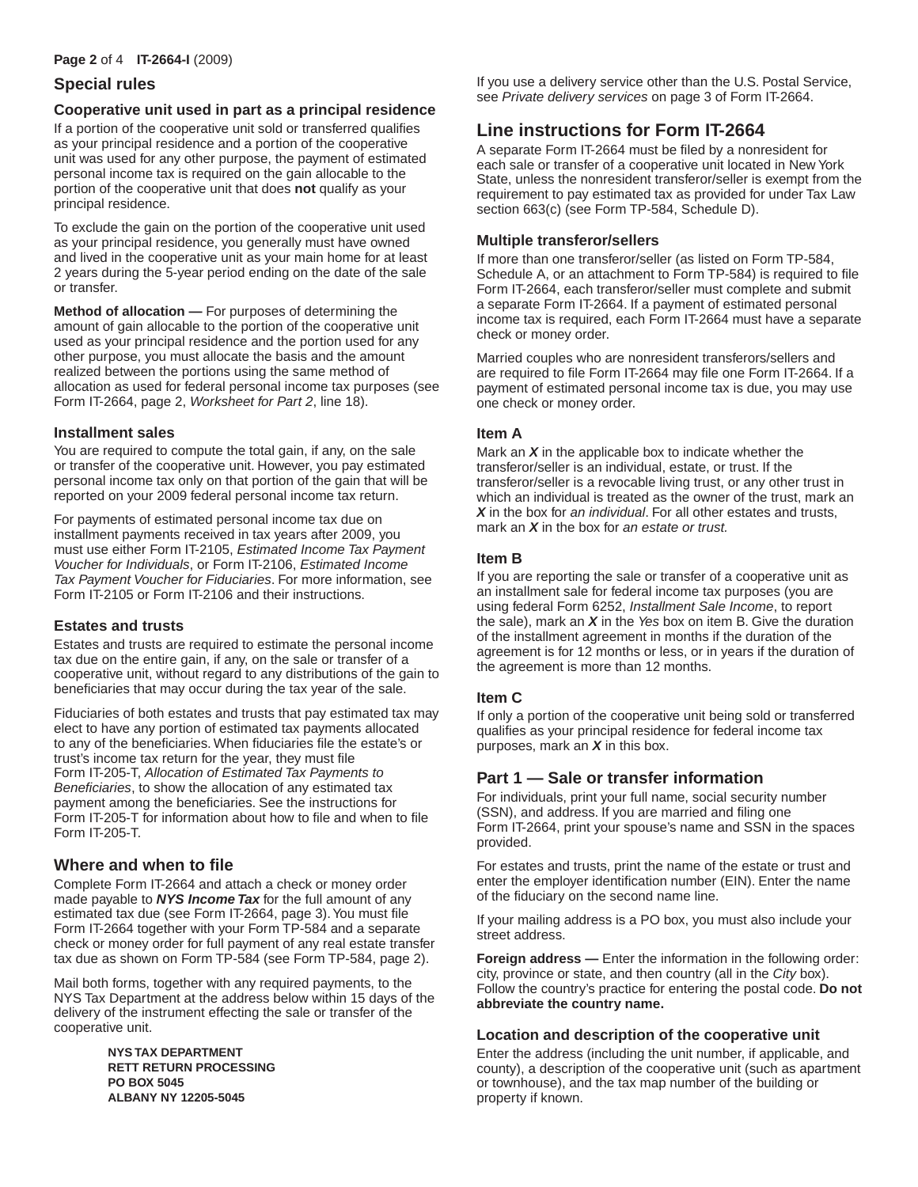## Special rules

### Cooperative unit used in part as a principal residence

If a portion of the cooperative unit sold or transferred qualifies as your principal residence and a portion of the cooperative unit was used for any other purpose, the payment of estimated personal income tax is required on the gain allocable to the portion of the cooperative unit that does **not** qualify as your principal residence.

To exclude the gain on the portion of the cooperative unit used as your principal residence, you generally must have owned and lived in the cooperative unit as your main home for at least 2 years during the 5-year period ending on the date of the sale or transfer.

**Method of allocation —** For purposes of determining the amount of gain allocable to the portion of the cooperative unit used as your principal residence and the portion used for any other purpose, you must allocate the basis and the amount realized between the portions using the same method of allocation as used for federal personal income tax purposes (see Form IT-2664, page 2, *Worksheet for Part 2*, line 18).

### Installment sales

You are required to compute the total gain, if any, on the sale or transfer of the cooperative unit. However, you pay estimated personal income tax only on that portion of the gain that will be reported on your 2009 federal personal income tax return.

For payments of estimated personal income tax due on installment payments received in tax years after 2009, you must use either Form IT-2105, *Estimated Income Tax Payment Voucher for Individuals*, or Form IT-2106, *Estimated Income Tax Payment Voucher for Fiduciaries*. For more information, see Form IT-2105 or Form IT-2106 and their instructions.

### Estates and trusts

Estates and trusts are required to estimate the personal income tax due on the entire gain, if any, on the sale or transfer of a cooperative unit, without regard to any distributions of the gain to beneficiaries that may occur during the tax year of the sale.

Fiduciaries of both estates and trusts that pay estimated tax may elect to have any portion of estimated tax payments allocated to any of the beneficiaries. When fiduciaries file the estate's or trust's income tax return for the year, they must file Form IT-205-T, *Allocation of Estimated Tax Payments to Beneficiaries*, to show the allocation of any estimated tax payment among the beneficiaries. See the instructions for Form IT-205-T for information about how to file and when to file Form IT-205-T.

## Where and when to file

Complete Form IT-2664 and attach a check or money order made payable to ***NYS Income Tax*** for the full amount of any estimated tax due (see Form IT-2664, page 3). You must file Form IT-2664 together with your Form TP-584 and a separate check or money order for full payment of any real estate transfer tax due as shown on Form TP-584 (see Form TP-584, page 2).

Mail both forms, together with any required payments, to the NYS Tax Department at the address below within 15 days of the delivery of the instrument effecting the sale or transfer of the cooperative unit.

**NYS TAX DEPARTMENT**
**RETT RETURN PROCESSING**
**PO BOX 5045**
**ALBANY NY 12205-5045**

If you use a delivery service other than the U.S. Postal Service, see *Private delivery services* on page 3 of Form IT-2664.

## Line instructions for Form IT-2664

A separate Form IT-2664 must be filed by a nonresident for each sale or transfer of a cooperative unit located in New York State, unless the nonresident transferor/seller is exempt from the requirement to pay estimated tax as provided for under Tax Law section 663(c) (see Form TP-584, Schedule D).

### Multiple transferor/sellers

If more than one transferor/seller (as listed on Form TP-584, Schedule A, or an attachment to Form TP-584) is required to file Form IT-2664, each transferor/seller must complete and submit a separate Form IT-2664. If a payment of estimated personal income tax is required, each Form IT-2664 must have a separate check or money order.

Married couples who are nonresident transferors/sellers and are required to file Form IT-2664 may file one Form IT-2664. If a payment of estimated personal income tax is due, you may use one check or money order.

### Item A

Mark an ***X*** in the applicable box to indicate whether the transferor/seller is an individual, estate, or trust. If the transferor/seller is a revocable living trust, or any other trust in which an individual is treated as the owner of the trust, mark an ***X*** in the box for *an individual*. For all other estates and trusts, mark an ***X*** in the box for *an estate or trust.*

### Item B

If you are reporting the sale or transfer of a cooperative unit as an installment sale for federal income tax purposes (you are using federal Form 6252, *Installment Sale Income*, to report the sale), mark an ***X*** in the *Yes* box on item B. Give the duration of the installment agreement in months if the duration of the agreement is for 12 months or less, or in years if the duration of the agreement is more than 12 months.

### Item C

If only a portion of the cooperative unit being sold or transferred qualifies as your principal residence for federal income tax purposes, mark an ***X*** in this box.

## Part 1 — Sale or transfer information

For individuals, print your full name, social security number (SSN), and address. If you are married and filing one Form IT-2664, print your spouse's name and SSN in the spaces provided.

For estates and trusts, print the name of the estate or trust and enter the employer identification number (EIN). Enter the name of the fiduciary on the second name line.

If your mailing address is a PO box, you must also include your street address.

**Foreign address —** Enter the information in the following order: city, province or state, and then country (all in the *City* box). Follow the country's practice for entering the postal code. **Do not abbreviate the country name.**

### Location and description of the cooperative unit

Enter the address (including the unit number, if applicable, and county), a description of the cooperative unit (such as apartment or townhouse), and the tax map number of the building or property if known.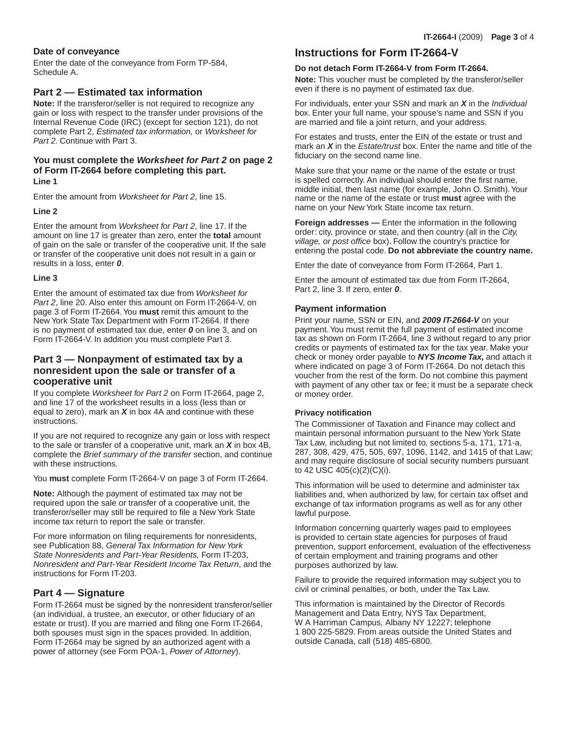### Date of conveyance

Enter the date of the conveyance from Form TP-584, Schedule A.

## Part 2 — Estimated tax information

**Note:** If the transferor/seller is not required to recognize any gain or loss with respect to the transfer under provisions of the Internal Revenue Code (IRC) (except for section 121), do not complete Part 2, *Estimated tax information,* or *Worksheet for Part 2.* Continue with Part 3.

**You must complete the *Worksheet for Part 2* on page 2 of Form IT-2664 before completing this part.**

**Line 1**

Enter the amount from *Worksheet for Part 2*, line 15.

**Line 2**

Enter the amount from *Worksheet for Part 2*, line 17. If the amount on line 17 is greater than zero, enter the **total** amount of gain on the sale or transfer of the cooperative unit. If the sale or transfer of the cooperative unit does not result in a gain or results in a loss, enter ***0***.

**Line 3**

Enter the amount of estimated tax due from *Worksheet for Part 2*, line 20. Also enter this amount on Form IT-2664-V, on page 3 of Form IT-2664. You **must** remit this amount to the New York State Tax Department with Form IT-2664. If there is no payment of estimated tax due, enter ***0*** on line 3, and on Form IT-2664-V. In addition you must complete Part 3.

## Part 3 — Nonpayment of estimated tax by a nonresident upon the sale or transfer of a cooperative unit

If you complete *Worksheet for Part 2* on Form IT-2664, page 2, and line 17 of the worksheet results in a loss (less than or equal to zero), mark an ***X*** in box 4A and continue with these instructions.

If you are not required to recognize any gain or loss with respect to the sale or transfer of a cooperative unit, mark an ***X*** in box 4B, complete the *Brief summary of the transfer* section, and continue with these instructions.

You **must** complete Form IT-2664-V on page 3 of Form IT-2664.

**Note:** Although the payment of estimated tax may not be required upon the sale or transfer of a cooperative unit, the transferor/seller may still be required to file a New York State income tax return to report the sale or transfer.

For more information on filing requirements for nonresidents, see Publication 88, *General Tax Information for New York State Nonresidents and Part-Year Residents,* Form IT-203, *Nonresident and Part-Year Resident Income Tax Return*, and the instructions for Form IT-203.

## Part 4 — Signature

Form IT-2664 must be signed by the nonresident transferor/seller (an individual, a trustee, an executor, or other fiduciary of an estate or trust). If you are married and filing one Form IT-2664, both spouses must sign in the spaces provided. In addition, Form IT-2664 may be signed by an authorized agent with a power of attorney (see Form POA-1, *Power of Attorney*).

## Instructions for Form IT-2664-V

**Do not detach Form IT-2664-V from Form IT-2664.**

**Note:** This voucher must be completed by the transferor/seller even if there is no payment of estimated tax due.

For individuals, enter your SSN and mark an ***X*** in the *Individual* box. Enter your full name, your spouse's name and SSN if you are married and file a joint return, and your address.

For estates and trusts, enter the EIN of the estate or trust and mark an ***X*** in the *Estate/trust* box. Enter the name and title of the fiduciary on the second name line.

Make sure that your name or the name of the estate or trust is spelled correctly. An individual should enter the first name, middle initial, then last name (for example, John O. Smith). Your name or the name of the estate or trust **must** agree with the name on your New York State income tax return.

**Foreign addresses —** Enter the information in the following order: city, province or state, and then country (all in the *City, village, or post office* box). Follow the country's practice for entering the postal code. **Do not abbreviate the country name.**

Enter the date of conveyance from Form IT-2664, Part 1.

Enter the amount of estimated tax due from Form IT-2664, Part 2, line 3. If zero, enter ***0***.

### Payment information

Print your name, SSN or EIN, and ***2009 IT-2664-V*** on your payment. You must remit the full payment of estimated income tax as shown on Form IT-2664, line 3 without regard to any prior credits or payments of estimated tax for the tax year. Make your check or money order payable to ***NYS Income Tax,*** and attach it where indicated on page 3 of Form IT-2664. Do not detach this voucher from the rest of the form. Do not combine this payment with payment of any other tax or fee; it must be a separate check or money order.

**Privacy notification**

The Commissioner of Taxation and Finance may collect and maintain personal information pursuant to the New York State Tax Law, including but not limited to, sections 5-a, 171, 171-a, 287, 308, 429, 475, 505, 697, 1096, 1142, and 1415 of that Law; and may require disclosure of social security numbers pursuant to 42 USC 405(c)(2)(C)(i).

This information will be used to determine and administer tax liabilities and, when authorized by law, for certain tax offset and exchange of tax information programs as well as for any other lawful purpose.

Information concerning quarterly wages paid to employees is provided to certain state agencies for purposes of fraud prevention, support enforcement, evaluation of the effectiveness of certain employment and training programs and other purposes authorized by law.

Failure to provide the required information may subject you to civil or criminal penalties, or both, under the Tax Law.

This information is maintained by the Director of Records Management and Data Entry, NYS Tax Department, W A Harriman Campus, Albany NY 12227; telephone 1 800 225-5829. From areas outside the United States and outside Canada, call (518) 485-6800.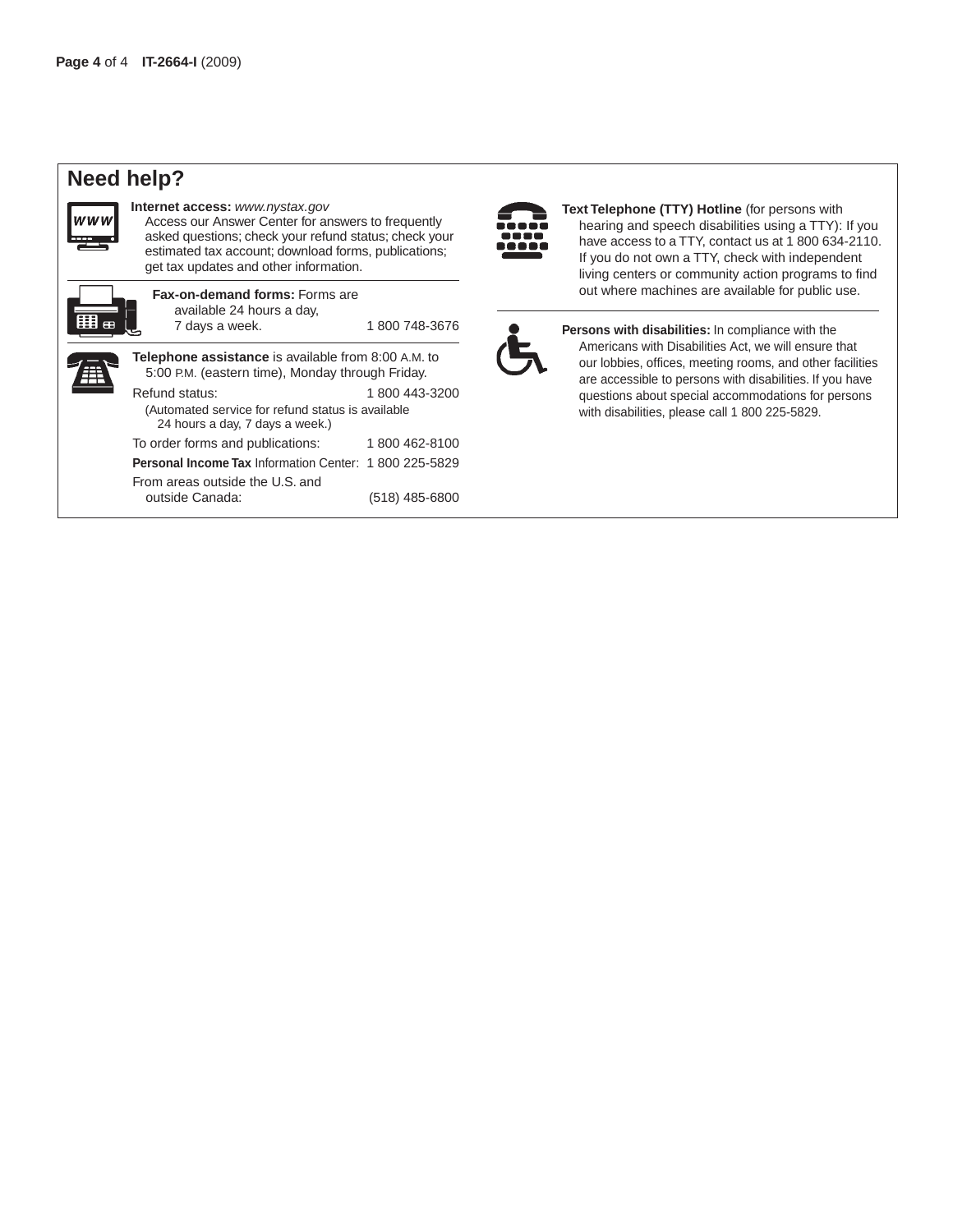## Need help?

**Internet access:** *www.nystax.gov*
Access our Answer Center for answers to frequently asked questions; check your refund status; check your estimated tax account; download forms, publications; get tax updates and other information.

**Fax-on-demand forms:** Forms are available 24 hours a day, 7 days a week. 1 800 748-3676

**Telephone assistance** is available from 8:00 A.M. to 5:00 P.M. (eastern time), Monday through Friday.

| | |
|---|---|
| Refund status: | 1 800 443-3200 |
| (Automated service for refund status is available 24 hours a day, 7 days a week.) | |
| To order forms and publications: | 1 800 462-8100 |
| **Personal Income Tax** Information Center: | 1 800 225-5829 |
| From areas outside the U.S. and outside Canada: | (518) 485-6800 |

**Text Telephone (TTY) Hotline** (for persons with hearing and speech disabilities using a TTY): If you have access to a TTY, contact us at 1 800 634-2110. If you do not own a TTY, check with independent living centers or community action programs to find out where machines are available for public use.

**Persons with disabilities:** In compliance with the Americans with Disabilities Act, we will ensure that our lobbies, offices, meeting rooms, and other facilities are accessible to persons with disabilities. If you have questions about special accommodations for persons with disabilities, please call 1 800 225-5829.